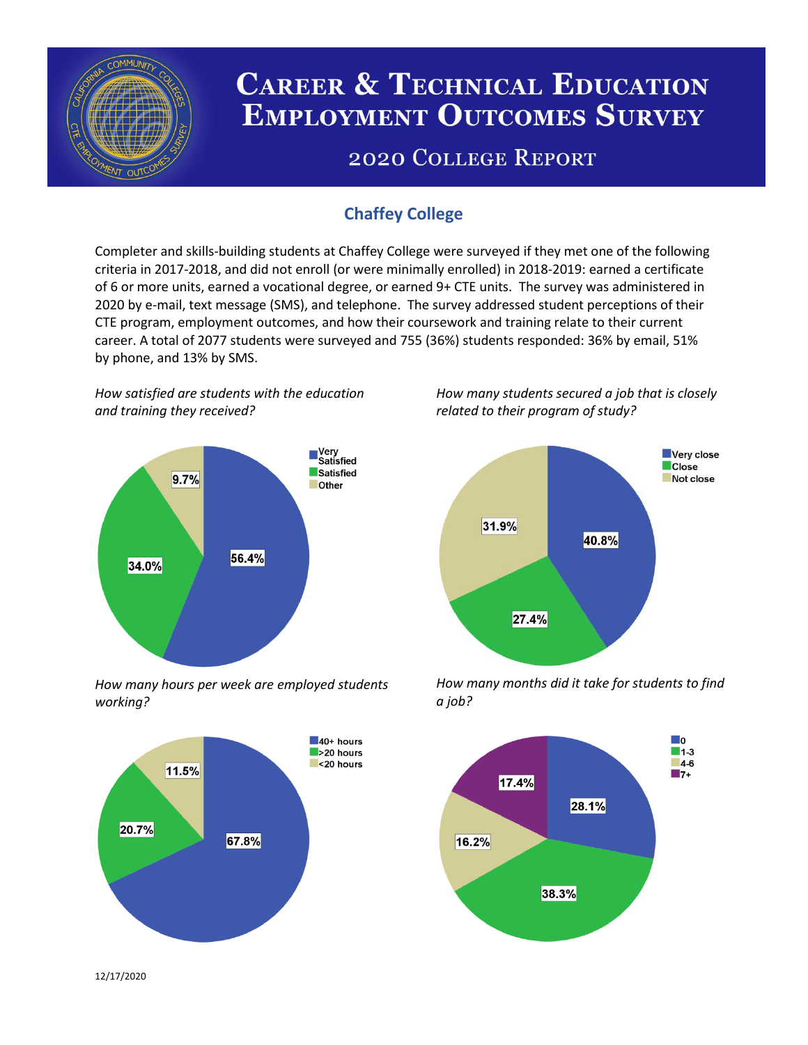# Career & Technical Education Employment Outcomes Survey

## 2020 College Report

## Chaffey College

Completer and skills-building students at Chaffey College were surveyed if they met one of the following criteria in 2017-2018, and did not enroll (or were minimally enrolled) in 2018-2019: earned a certificate of 6 or more units, earned a vocational degree, or earned 9+ CTE units. The survey was administered in 2020 by e-mail, text message (SMS), and telephone. The survey addressed student perceptions of their CTE program, employment outcomes, and how their coursework and training relate to their current career. A total of 2077 students were surveyed and 755 (36%) students responded: 36% by email, 51% by phone, and 13% by SMS.

*How satisfied are students with the education and training they received?*

| Response | Percent |
| --- | --- |
| Very Satisfied | 56.4% |
| Satisfied | 34.0% |
| Other | 9.7% |

*How many students secured a job that is closely related to their program of study?*

| Response | Percent |
| --- | --- |
| Very close | 40.8% |
| Close | 27.4% |
| Not close | 31.9% |

*How many hours per week are employed students working?*

| Response | Percent |
| --- | --- |
| 40+ hours | 67.8% |
| >20 hours | 20.7% |
| <20 hours | 11.5% |

*How many months did it take for students to find a job?*

| Response | Percent |
| --- | --- |
| 0 | 28.1% |
| 1-3 | 38.3% |
| 4-6 | 16.2% |
| 7+ | 17.4% |

12/17/2020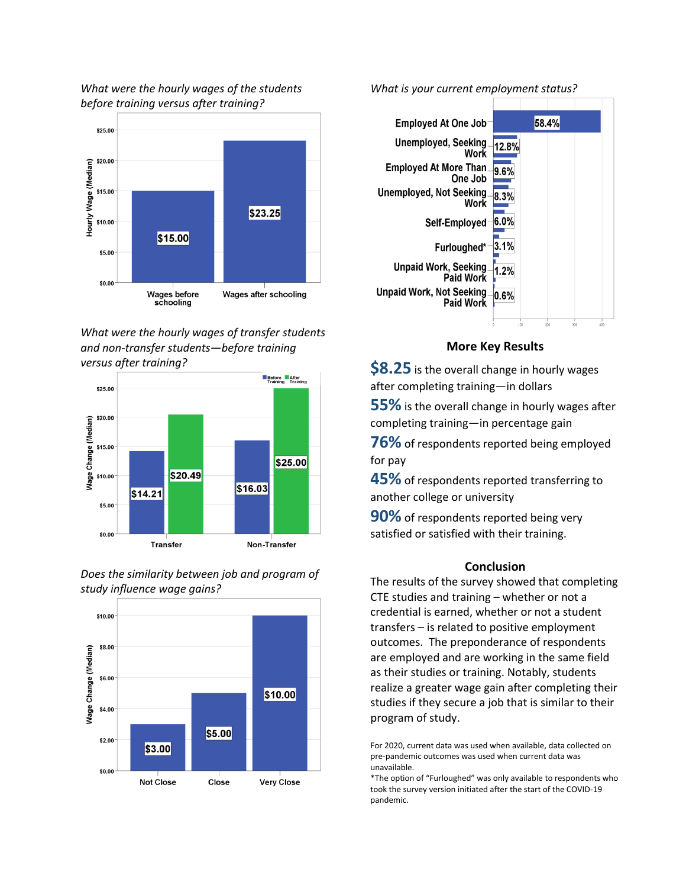*What were the hourly wages of the students before training versus after training?*

Hourly Wage (Median)

$25.00
$20.00
$15.00
$10.00
$5.00
$0.00

$15.00
$23.25

Wages before schooling
Wages after schooling

*What were the hourly wages of transfer students and non-transfer students—before training versus after training?*

Before Training
After Training

Wage Change (Median)

$25.00
$20.00
$15.00
$10.00
$5.00
$0.00

$14.21
$20.49
$16.03
$25.00

Transfer
Non-Transfer

*Does the similarity between job and program of study influence wage gains?*

Wage Change (Median)

$10.00
$8.00
$6.00
$4.00
$2.00
$0.00

$3.00
$5.00
$10.00

Not Close
Close
Very Close

*What is your current employment status?*

Employed At One Job 58.4%
Unemployed, Seeking Work 12.8%
Employed At More Than One Job 9.6%
Unemployed, Not Seeking Work 8.3%
Self-Employed 6.0%
Furloughed* 3.1%
Unpaid Work, Seeking Paid Work 1.2%
Unpaid Work, Not Seeking Paid Work 0.6%

0
100
200
300
400

### More Key Results

**$8.25** is the overall change in hourly wages after completing training—in dollars

**55%** is the overall change in hourly wages after completing training—in percentage gain

**76%** of respondents reported being employed for pay

**45%** of respondents reported transferring to another college or university

**90%** of respondents reported being very satisfied or satisfied with their training.

### Conclusion

The results of the survey showed that completing CTE studies and training – whether or not a credential is earned, whether or not a student transfers – is related to positive employment outcomes. The preponderance of respondents are employed and are working in the same field as their studies or training. Notably, students realize a greater wage gain after completing their studies if they secure a job that is similar to their program of study.

For 2020, current data was used when available, data collected on pre-pandemic outcomes was used when current data was unavailable.
*The option of "Furloughed" was only available to respondents who took the survey version initiated after the start of the COVID-19 pandemic.